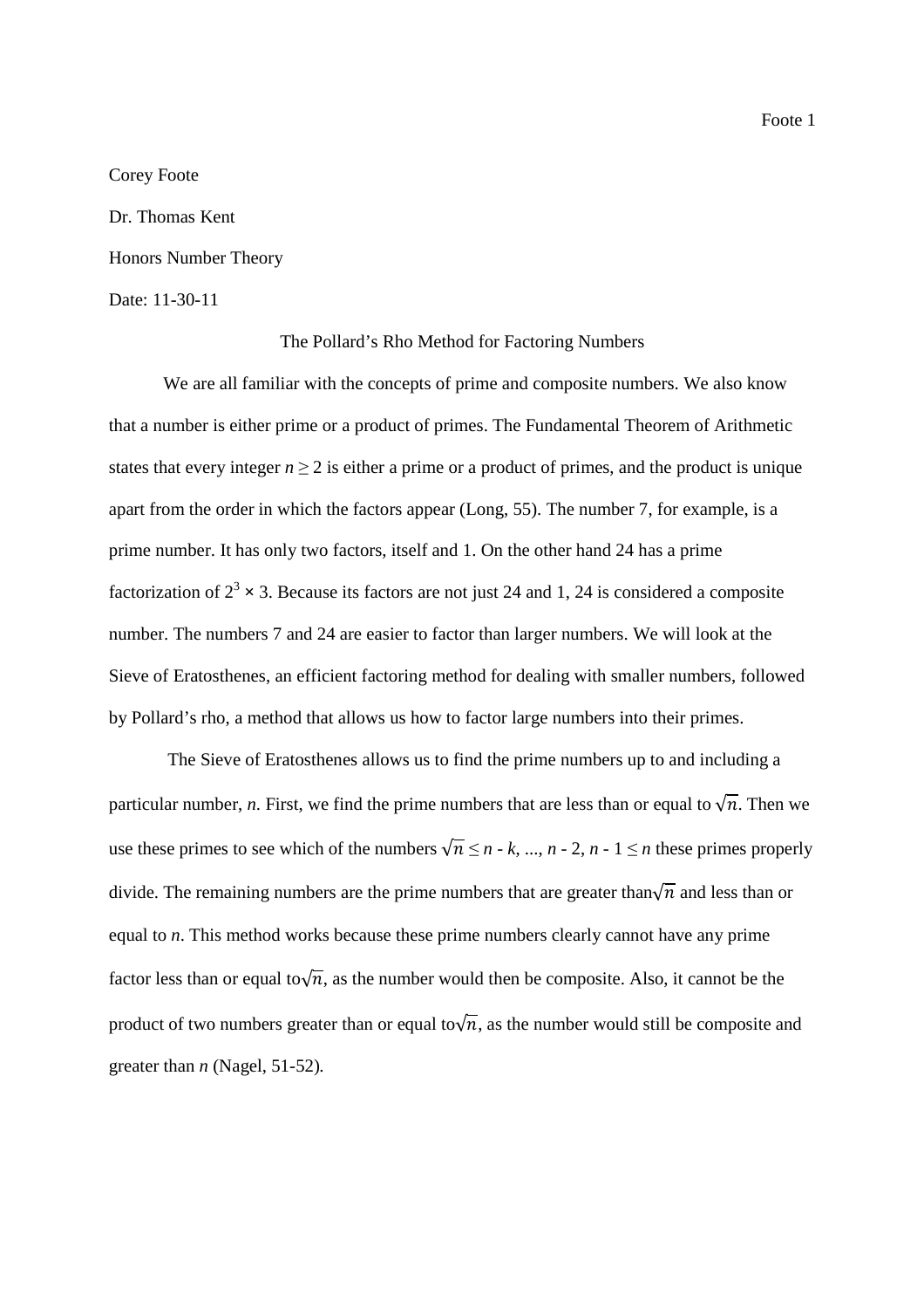Corey Foote

Dr. Thomas Kent

Honors Number Theory

Date: 11-30-11

# The Pollard's Rho Method for Factoring Numbers

We are all familiar with the concepts of prime and composite numbers. We also know that a number is either prime or a product of primes. The Fundamental Theorem of Arithmetic states that every integer $n \geq 2$ is either a prime or a product of primes, and the product is unique apart from the order in which the factors appear (Long, 55). The number 7, for example, is a prime number. It has only two factors, itself and 1. On the other hand 24 has a prime factorization of $2^3 \times 3$. Because its factors are not just 24 and 1, 24 is considered a composite number. The numbers 7 and 24 are easier to factor than larger numbers. We will look at the Sieve of Eratosthenes, an efficient factoring method for dealing with smaller numbers, followed by Pollard's rho, a method that allows us how to factor large numbers into their primes.

The Sieve of Eratosthenes allows us to find the prime numbers up to and including a particular number, *n*. First, we find the prime numbers that are less than or equal to $\sqrt{n}$. Then we use these primes to see which of the numbers $\sqrt{n} \leq n - k, ..., n - 2, n - 1 \leq n$ these primes properly divide. The remaining numbers are the prime numbers that are greater than $\sqrt{n}$ and less than or equal to *n*. This method works because these prime numbers clearly cannot have any prime factor less than or equal to $\sqrt{n}$, as the number would then be composite. Also, it cannot be the product of two numbers greater than or equal to $\sqrt{n}$, as the number would still be composite and greater than *n* (Nagel, 51-52).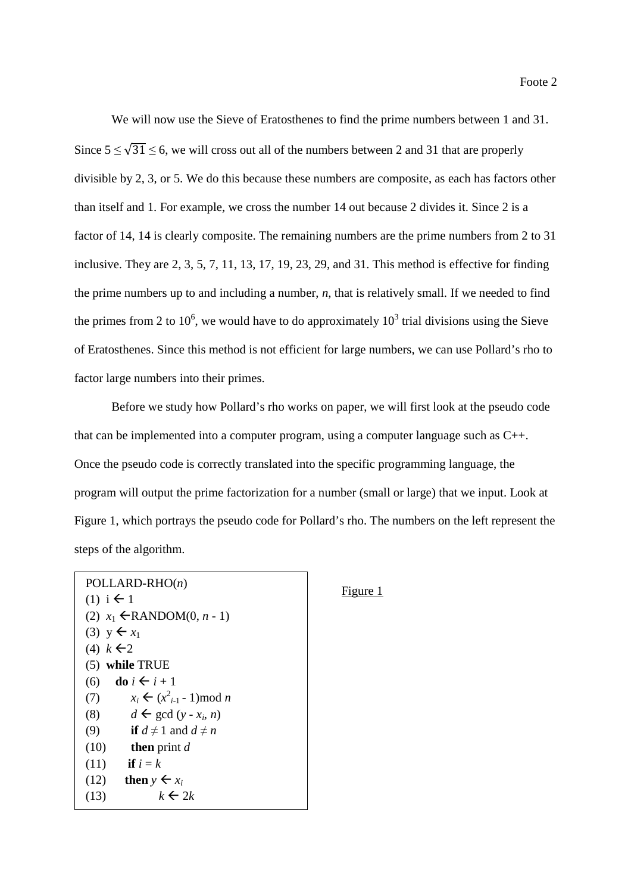We will now use the Sieve of Eratosthenes to find the prime numbers between 1 and 31. Since $5 \leq \sqrt{31} \leq 6$, we will cross out all of the numbers between 2 and 31 that are properly divisible by 2, 3, or 5. We do this because these numbers are composite, as each has factors other than itself and 1. For example, we cross the number 14 out because 2 divides it. Since 2 is a factor of 14, 14 is clearly composite. The remaining numbers are the prime numbers from 2 to 31 inclusive. They are 2, 3, 5, 7, 11, 13, 17, 19, 23, 29, and 31. This method is effective for finding the prime numbers up to and including a number, *n*, that is relatively small. If we needed to find the primes from 2 to $10^6$, we would have to do approximately $10^3$ trial divisions using the Sieve of Eratosthenes. Since this method is not efficient for large numbers, we can use Pollard's rho to factor large numbers into their primes.

Before we study how Pollard's rho works on paper, we will first look at the pseudo code that can be implemented into a computer program, using a computer language such as C++. Once the pseudo code is correctly translated into the specific programming language, the program will output the prime factorization for a number (small or large) that we input. Look at Figure 1, which portrays the pseudo code for Pollard's rho. The numbers on the left represent the steps of the algorithm.

```
POLLARD-RHO(n)
(1)  i ← 1
(2)  x_1 ← RANDOM(0, n - 1)
(3)  y ← x_1
(4)  k ← 2
(5)  while TRUE
(6)     do i ← i + 1
(7)          x_i ← (x^2_{i-1} - 1) mod n
(8)          d ← gcd (y - x_i, n)
(9)          if d ≠ 1 and d ≠ n
(10)         then print d
(11)       if i = k
(12)      then y ← x_i
(13)              k ← 2k
```

Figure 1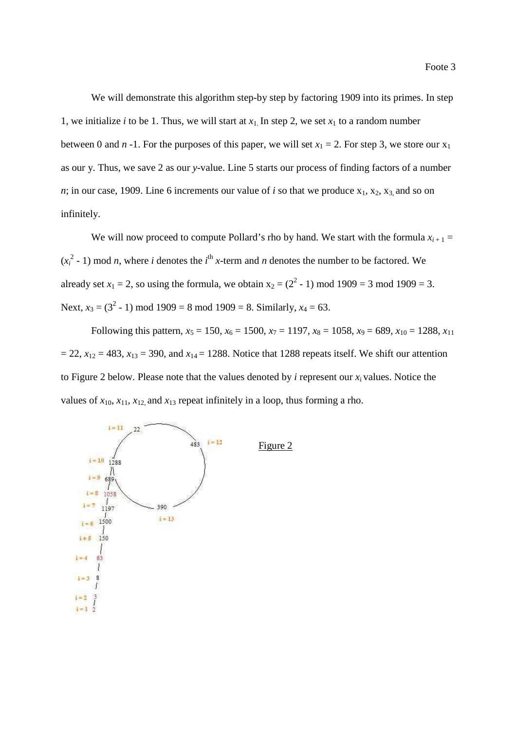We will demonstrate this algorithm step-by step by factoring 1909 into its primes. In step 1, we initialize $i$ to be 1. Thus, we will start at $x_1$. In step 2, we set $x_1$ to a random number between 0 and $n$ -1. For the purposes of this paper, we will set $x_1 = 2$. For step 3, we store our $x_1$ as our y. Thus, we save 2 as our $y$-value. Line 5 starts our process of finding factors of a number $n$; in our case, 1909. Line 6 increments our value of $i$ so that we produce $x_1$, $x_2$, $x_3$, and so on infinitely.

We will now proceed to compute Pollard's rho by hand. We start with the formula $x_{i+1} = (x_i^2 - 1) \bmod n$, where $i$ denotes the $i^{\text{th}}$ $x$-term and $n$ denotes the number to be factored. We already set $x_1 = 2$, so using the formula, we obtain $x_2 = (2^2 - 1) \bmod 1909 = 3 \bmod 1909 = 3$. Next, $x_3 = (3^2 - 1) \bmod 1909 = 8 \bmod 1909 = 8$. Similarly, $x_4 = 63$.

Following this pattern, $x_5 = 150$, $x_6 = 1500$, $x_7 = 1197$, $x_8 = 1058$, $x_9 = 689$, $x_{10} = 1288$, $x_{11} = 22$, $x_{12} = 483$, $x_{13} = 390$, and $x_{14} = 1288$. Notice that 1288 repeats itself. We shift our attention to Figure 2 below. Please note that the values denoted by $i$ represent our $x_i$ values. Notice the values of $x_{10}$, $x_{11}$, $x_{12}$, and $x_{13}$ repeat infinitely in a loop, thus forming a rho.

Figure 2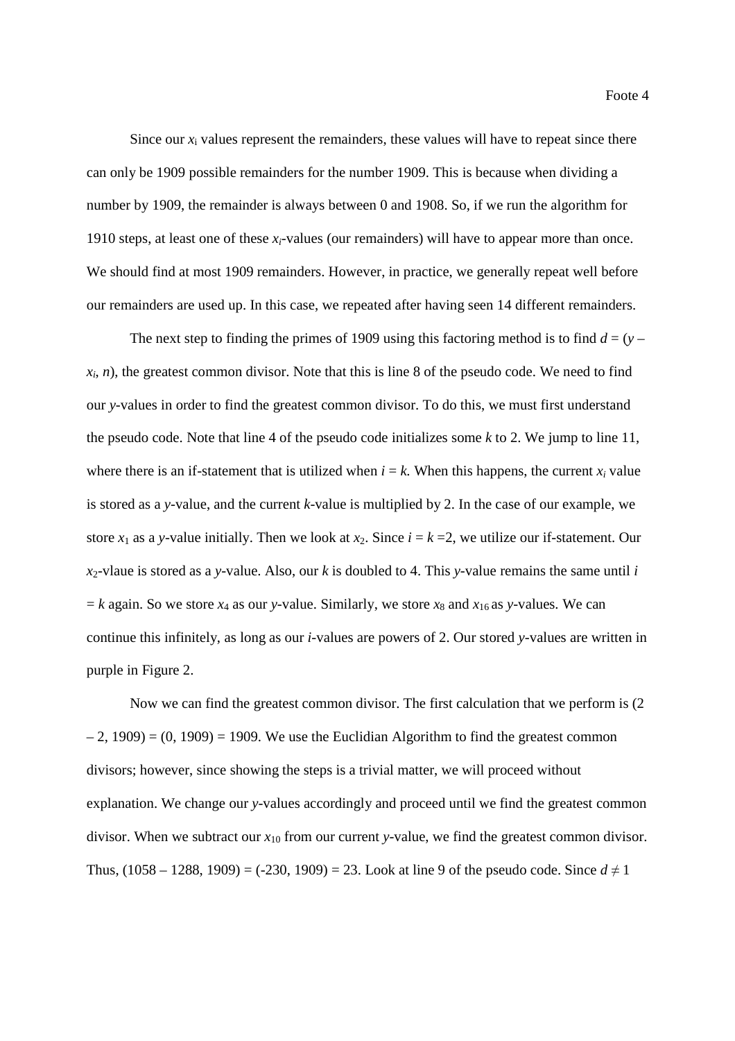Since our $x_i$ values represent the remainders, these values will have to repeat since there can only be 1909 possible remainders for the number 1909. This is because when dividing a number by 1909, the remainder is always between 0 and 1908. So, if we run the algorithm for 1910 steps, at least one of these $x_i$-values (our remainders) will have to appear more than once. We should find at most 1909 remainders. However, in practice, we generally repeat well before our remainders are used up. In this case, we repeated after having seen 14 different remainders.

The next step to finding the primes of 1909 using this factoring method is to find $d = (y - x_i, n)$, the greatest common divisor. Note that this is line 8 of the pseudo code. We need to find our $y$-values in order to find the greatest common divisor. To do this, we must first understand the pseudo code. Note that line 4 of the pseudo code initializes some $k$ to 2. We jump to line 11, where there is an if-statement that is utilized when $i = k$. When this happens, the current $x_i$ value is stored as a $y$-value, and the current $k$-value is multiplied by 2. In the case of our example, we store $x_1$ as a $y$-value initially. Then we look at $x_2$. Since $i = k = 2$, we utilize our if-statement. Our $x_2$-vlaue is stored as a $y$-value. Also, our $k$ is doubled to 4. This $y$-value remains the same until $i = k$ again. So we store $x_4$ as our $y$-value. Similarly, we store $x_8$ and $x_{16}$ as $y$-values. We can continue this infinitely, as long as our $i$-values are powers of 2. Our stored $y$-values are written in purple in Figure 2.

Now we can find the greatest common divisor. The first calculation that we perform is $(2 - 2, 1909) = (0, 1909) = 1909$. We use the Euclidian Algorithm to find the greatest common divisors; however, since showing the steps is a trivial matter, we will proceed without explanation. We change our $y$-values accordingly and proceed until we find the greatest common divisor. When we subtract our $x_{10}$ from our current $y$-value, we find the greatest common divisor. Thus, $(1058 - 1288, 1909) = (-230, 1909) = 23$. Look at line 9 of the pseudo code. Since $d \neq 1$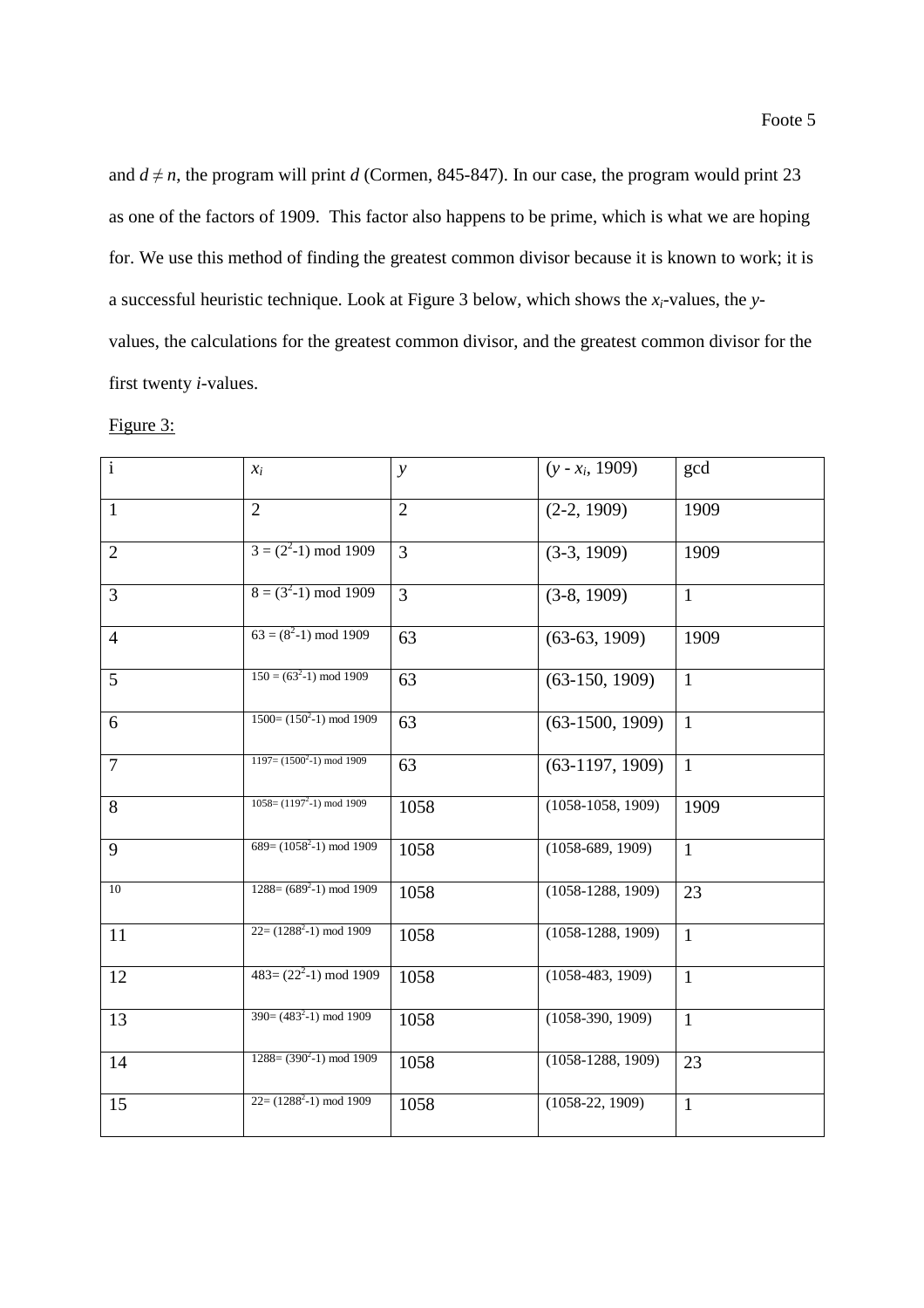and $d \neq n$, the program will print $d$ (Cormen, 845-847). In our case, the program would print 23 as one of the factors of 1909. This factor also happens to be prime, which is what we are hoping for. We use this method of finding the greatest common divisor because it is known to work; it is a successful heuristic technique. Look at Figure 3 below, which shows the $x_i$-values, the $y$-values, the calculations for the greatest common divisor, and the greatest common divisor for the first twenty $i$-values.

Figure 3:

| i | $x_i$ | $y$ | $(y - x_i, 1909)$ | gcd |
|---|---|---|---|---|
| 1 | 2 | 2 | (2-2, 1909) | 1909 |
| 2 | $3 = (2^2\text{-}1) \bmod 1909$ | 3 | (3-3, 1909) | 1909 |
| 3 | $8 = (3^2\text{-}1) \bmod 1909$ | 3 | (3-8, 1909) | 1 |
| 4 | $63 = (8^2\text{-}1) \bmod 1909$ | 63 | (63-63, 1909) | 1909 |
| 5 | $150 = (63^2\text{-}1) \bmod 1909$ | 63 | (63-150, 1909) | 1 |
| 6 | $1500 = (150^2\text{-}1) \bmod 1909$ | 63 | (63-1500, 1909) | 1 |
| 7 | $1197 = (1500^2\text{-}1) \bmod 1909$ | 63 | (63-1197, 1909) | 1 |
| 8 | $1058 = (1197^2\text{-}1) \bmod 1909$ | 1058 | (1058-1058, 1909) | 1909 |
| 9 | $689 = (1058^2\text{-}1) \bmod 1909$ | 1058 | (1058-689, 1909) | 1 |
| 10 | $1288 = (689^2\text{-}1) \bmod 1909$ | 1058 | (1058-1288, 1909) | 23 |
| 11 | $22 = (1288^2\text{-}1) \bmod 1909$ | 1058 | (1058-1288, 1909) | 1 |
| 12 | $483 = (22^2\text{-}1) \bmod 1909$ | 1058 | (1058-483, 1909) | 1 |
| 13 | $390 = (483^2\text{-}1) \bmod 1909$ | 1058 | (1058-390, 1909) | 1 |
| 14 | $1288 = (390^2\text{-}1) \bmod 1909$ | 1058 | (1058-1288, 1909) | 23 |
| 15 | $22 = (1288^2\text{-}1) \bmod 1909$ | 1058 | (1058-22, 1909) | 1 |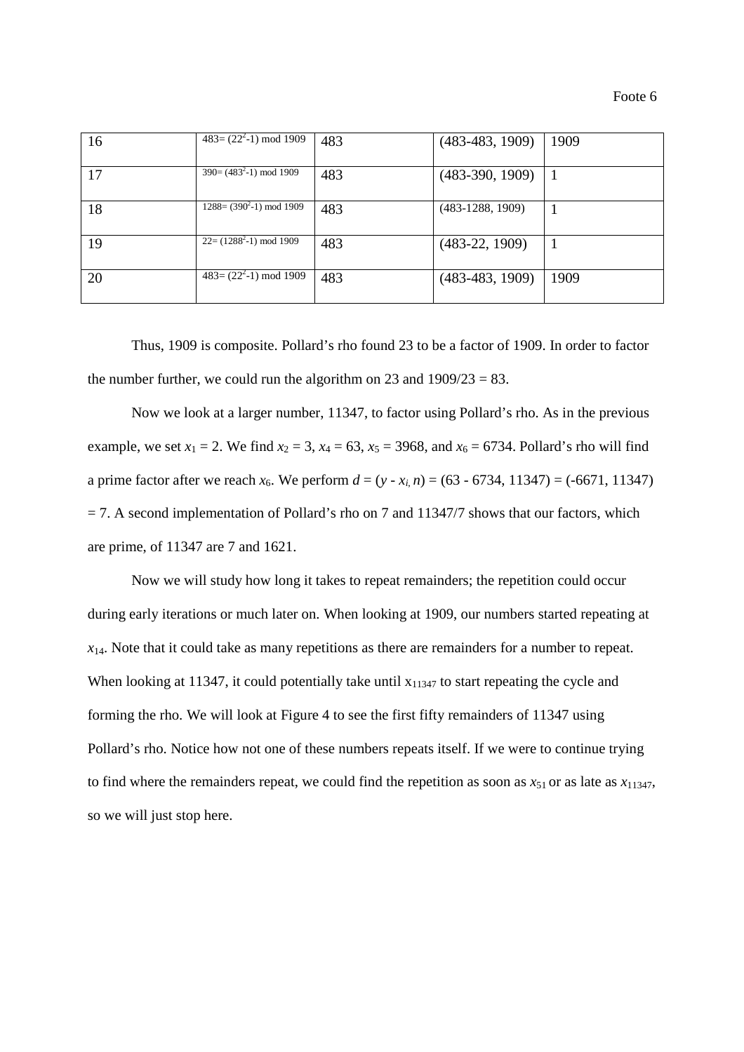| 16 | $483 = (22^2-1) \bmod 1909$ | 483 | (483-483, 1909) | 1909 |
|---|---|---|---|---|
| 17 | $390 = (483^2-1) \bmod 1909$ | 483 | (483-390, 1909) | 1 |
| 18 | $1288 = (390^2-1) \bmod 1909$ | 483 | (483-1288, 1909) | 1 |
| 19 | $22 = (1288^2-1) \bmod 1909$ | 483 | (483-22, 1909) | 1 |
| 20 | $483 = (22^2-1) \bmod 1909$ | 483 | (483-483, 1909) | 1909 |

Thus, 1909 is composite. Pollard's rho found 23 to be a factor of 1909. In order to factor the number further, we could run the algorithm on 23 and 1909/23 = 83.

Now we look at a larger number, 11347, to factor using Pollard's rho. As in the previous example, we set $x_1 = 2$. We find $x_2 = 3$, $x_4 = 63$, $x_5 = 3968$, and $x_6 = 6734$. Pollard's rho will find a prime factor after we reach $x_6$. We perform $d = (y - x_i, n) = (63 - 6734, 11347) = (-6671, 11347) = 7$. A second implementation of Pollard's rho on 7 and 11347/7 shows that our factors, which are prime, of 11347 are 7 and 1621.

Now we will study how long it takes to repeat remainders; the repetition could occur during early iterations or much later on. When looking at 1909, our numbers started repeating at $x_{14}$. Note that it could take as many repetitions as there are remainders for a number to repeat. When looking at 11347, it could potentially take until $x_{11347}$ to start repeating the cycle and forming the rho. We will look at Figure 4 to see the first fifty remainders of 11347 using Pollard's rho. Notice how not one of these numbers repeats itself. If we were to continue trying to find where the remainders repeat, we could find the repetition as soon as $x_{51}$ or as late as $x_{11347}$, so we will just stop here.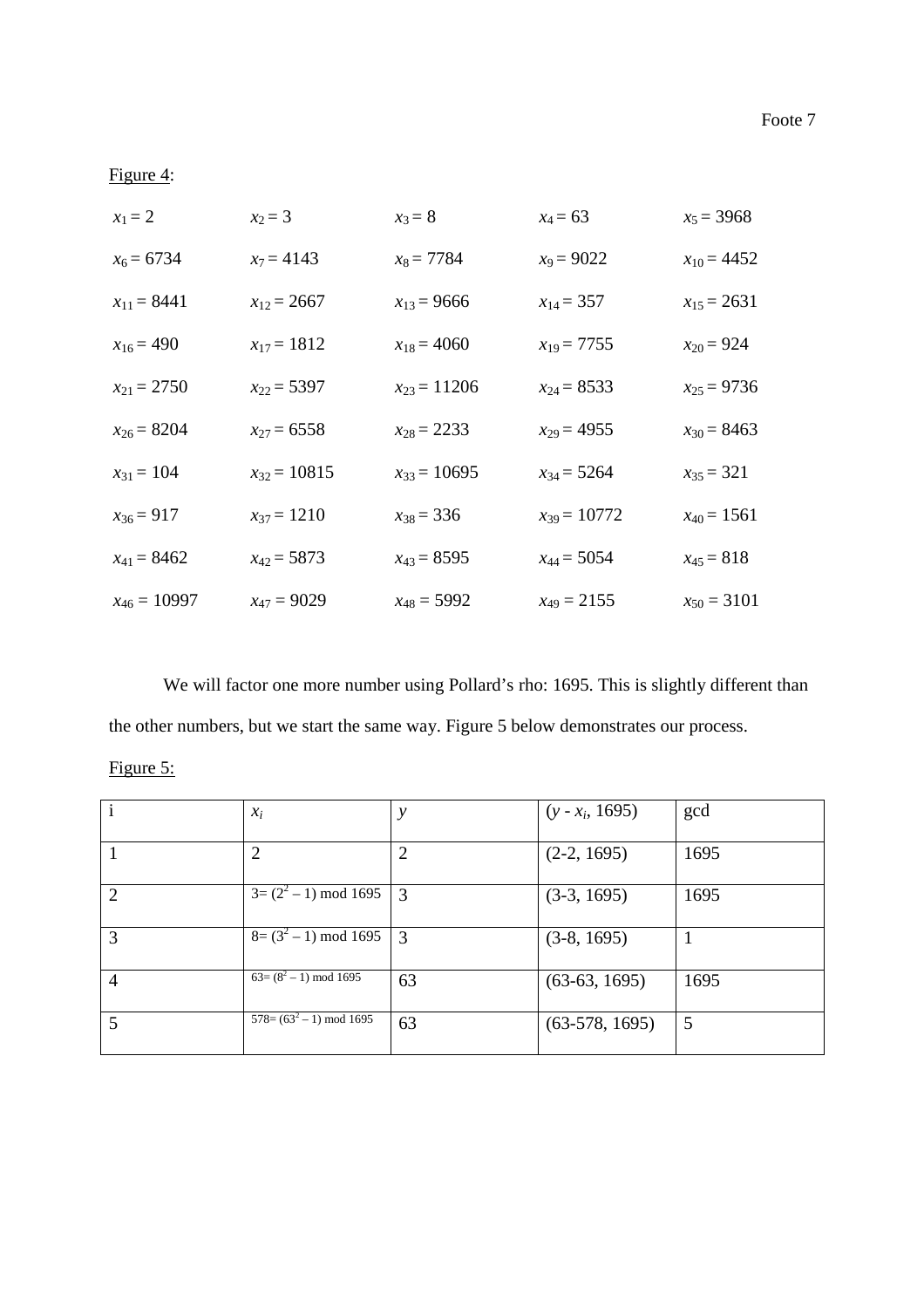Figure 4:

| | | | | |
|---|---|---|---|---|
| $x_1 = 2$ | $x_2 = 3$ | $x_3 = 8$ | $x_4 = 63$ | $x_5 = 3968$ |
| $x_6 = 6734$ | $x_7 = 4143$ | $x_8 = 7784$ | $x_9 = 9022$ | $x_{10} = 4452$ |
| $x_{11} = 8441$ | $x_{12} = 2667$ | $x_{13} = 9666$ | $x_{14} = 357$ | $x_{15} = 2631$ |
| $x_{16} = 490$ | $x_{17} = 1812$ | $x_{18} = 4060$ | $x_{19} = 7755$ | $x_{20} = 924$ |
| $x_{21} = 2750$ | $x_{22} = 5397$ | $x_{23} = 11206$ | $x_{24} = 8533$ | $x_{25} = 9736$ |
| $x_{26} = 8204$ | $x_{27} = 6558$ | $x_{28} = 2233$ | $x_{29} = 4955$ | $x_{30} = 8463$ |
| $x_{31} = 104$ | $x_{32} = 10815$ | $x_{33} = 10695$ | $x_{34} = 5264$ | $x_{35} = 321$ |
| $x_{36} = 917$ | $x_{37} = 1210$ | $x_{38} = 336$ | $x_{39} = 10772$ | $x_{40} = 1561$ |
| $x_{41} = 8462$ | $x_{42} = 5873$ | $x_{43} = 8595$ | $x_{44} = 5054$ | $x_{45} = 818$ |
| $x_{46} = 10997$ | $x_{47} = 9029$ | $x_{48} = 5992$ | $x_{49} = 2155$ | $x_{50} = 3101$ |

We will factor one more number using Pollard's rho: 1695. This is slightly different than the other numbers, but we start the same way. Figure 5 below demonstrates our process.

Figure 5:

| i | $x_i$ | $y$ | $(y - x_i, 1695)$ | gcd |
|---|---|---|---|---|
| 1 | 2 | 2 | (2-2, 1695) | 1695 |
| 2 | $3 = (2^2 - 1) \bmod 1695$ | 3 | (3-3, 1695) | 1695 |
| 3 | $8 = (3^2 - 1) \bmod 1695$ | 3 | (3-8, 1695) | 1 |
| 4 | $63 = (8^2 - 1) \bmod 1695$ | 63 | (63-63, 1695) | 1695 |
| 5 | $578 = (63^2 - 1) \bmod 1695$ | 63 | (63-578, 1695) | 5 |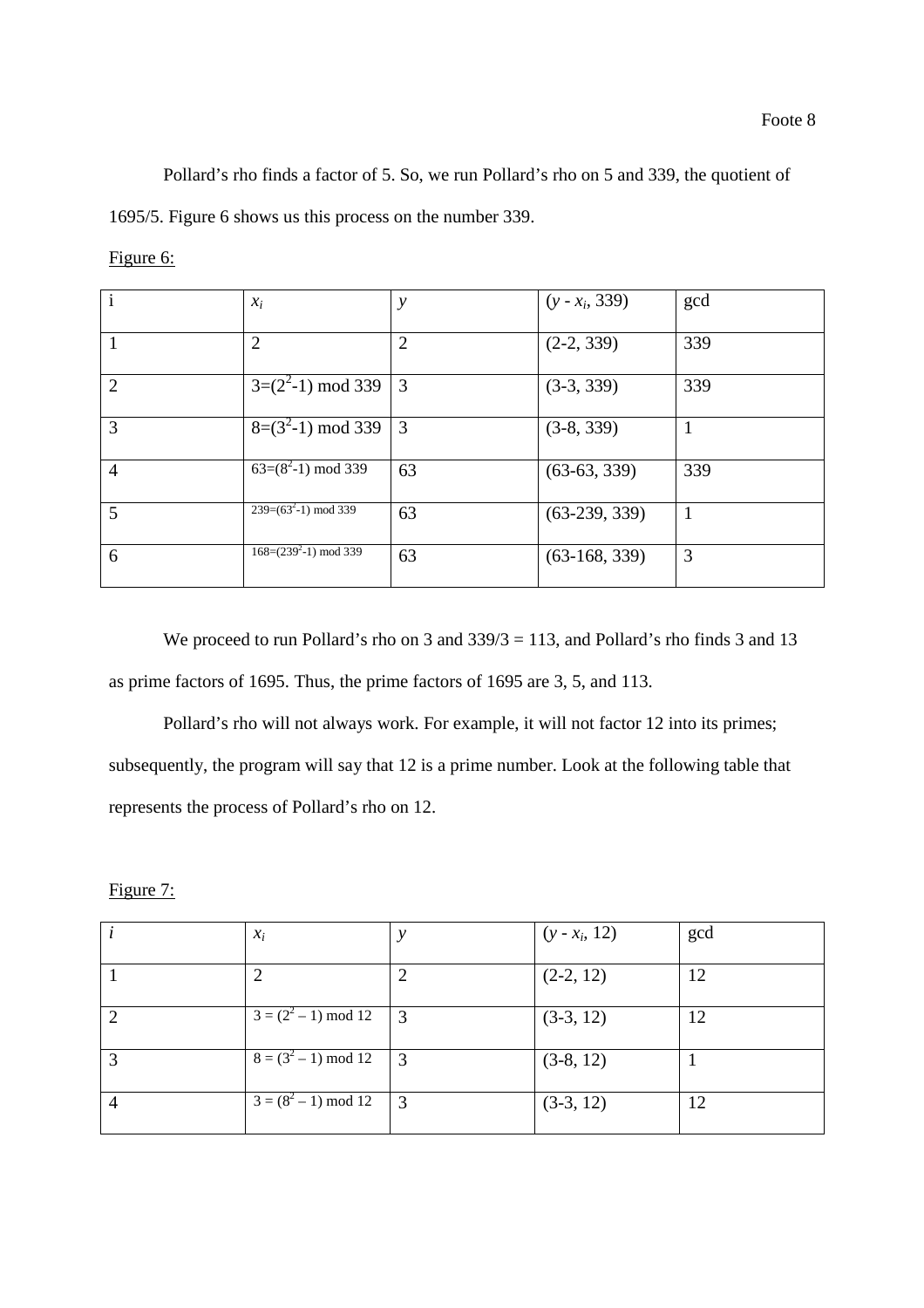Pollard's rho finds a factor of 5. So, we run Pollard's rho on 5 and 339, the quotient of 1695/5. Figure 6 shows us this process on the number 339.

Figure 6:

| i | $x_i$ | $y$ | $(y - x_i, 339)$ | gcd |
|---|---|---|---|---|
| 1 | 2 | 2 | (2-2, 339) | 339 |
| 2 | $3=(2^2-1) \bmod 339$ | 3 | (3-3, 339) | 339 |
| 3 | $8=(3^2-1) \bmod 339$ | 3 | (3-8, 339) | 1 |
| 4 | $63=(8^2-1) \bmod 339$ | 63 | (63-63, 339) | 339 |
| 5 | $239=(63^2-1) \bmod 339$ | 63 | (63-239, 339) | 1 |
| 6 | $168=(239^2-1) \bmod 339$ | 63 | (63-168, 339) | 3 |

We proceed to run Pollard's rho on 3 and 339/3 = 113, and Pollard's rho finds 3 and 13 as prime factors of 1695. Thus, the prime factors of 1695 are 3, 5, and 113.

Pollard's rho will not always work. For example, it will not factor 12 into its primes; subsequently, the program will say that 12 is a prime number. Look at the following table that represents the process of Pollard's rho on 12.

Figure 7:

| $i$ | $x_i$ | $y$ | $(y - x_i, 12)$ | gcd |
|---|---|---|---|---|
| 1 | 2 | 2 | (2-2, 12) | 12 |
| 2 | $3 = (2^2 - 1) \bmod 12$ | 3 | (3-3, 12) | 12 |
| 3 | $8 = (3^2 - 1) \bmod 12$ | 3 | (3-8, 12) | 1 |
| 4 | $3 = (8^2 - 1) \bmod 12$ | 3 | (3-3, 12) | 12 |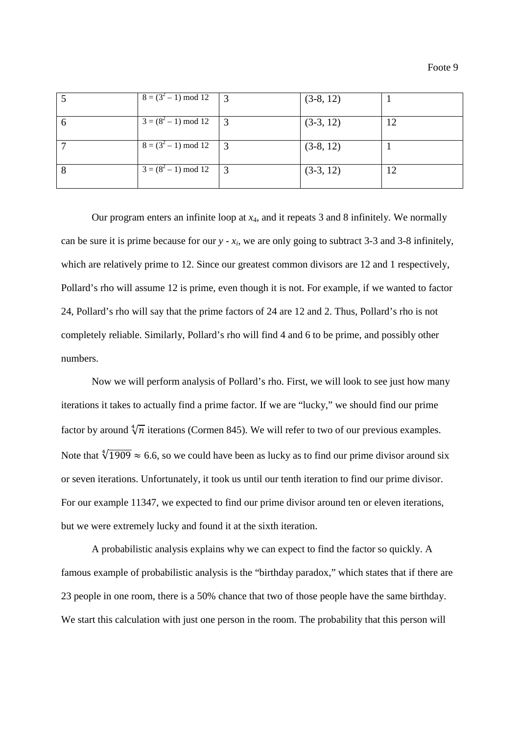| 5 | $8 = (3^2 - 1) \bmod 12$ | 3 | (3-8, 12) | 1 |
|---|---|---|---|---|
| 6 | $3 = (8^2 - 1) \bmod 12$ | 3 | (3-3, 12) | 12 |
| 7 | $8 = (3^2 - 1) \bmod 12$ | 3 | (3-8, 12) | 1 |
| 8 | $3 = (8^2 - 1) \bmod 12$ | 3 | (3-3, 12) | 12 |

Our program enters an infinite loop at $x_4$, and it repeats 3 and 8 infinitely. We normally can be sure it is prime because for our $y - x_i$, we are only going to subtract 3-3 and 3-8 infinitely, which are relatively prime to 12. Since our greatest common divisors are 12 and 1 respectively, Pollard's rho will assume 12 is prime, even though it is not. For example, if we wanted to factor 24, Pollard's rho will say that the prime factors of 24 are 12 and 2. Thus, Pollard's rho is not completely reliable. Similarly, Pollard's rho will find 4 and 6 to be prime, and possibly other numbers.

Now we will perform analysis of Pollard's rho. First, we will look to see just how many iterations it takes to actually find a prime factor. If we are "lucky," we should find our prime factor by around $\sqrt[4]{n}$ iterations (Cormen 845). We will refer to two of our previous examples. Note that $\sqrt[4]{1909} \approx 6.6$, so we could have been as lucky as to find our prime divisor around six or seven iterations. Unfortunately, it took us until our tenth iteration to find our prime divisor. For our example 11347, we expected to find our prime divisor around ten or eleven iterations, but we were extremely lucky and found it at the sixth iteration.

A probabilistic analysis explains why we can expect to find the factor so quickly. A famous example of probabilistic analysis is the "birthday paradox," which states that if there are 23 people in one room, there is a 50% chance that two of those people have the same birthday. We start this calculation with just one person in the room. The probability that this person will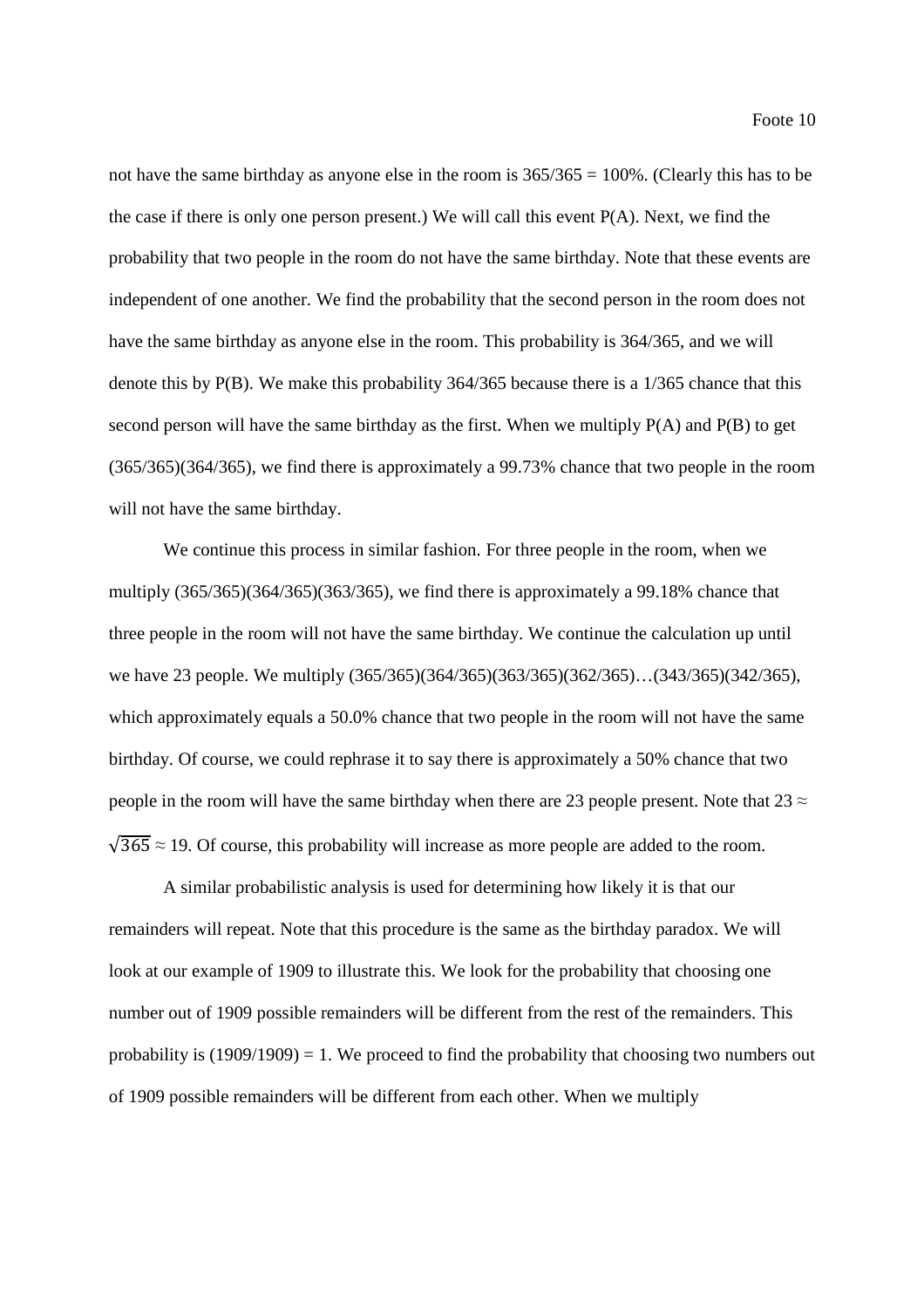not have the same birthday as anyone else in the room is 365/365 = 100%. (Clearly this has to be the case if there is only one person present.) We will call this event P(A). Next, we find the probability that two people in the room do not have the same birthday. Note that these events are independent of one another. We find the probability that the second person in the room does not have the same birthday as anyone else in the room. This probability is 364/365, and we will denote this by P(B). We make this probability 364/365 because there is a 1/365 chance that this second person will have the same birthday as the first. When we multiply P(A) and P(B) to get (365/365)(364/365), we find there is approximately a 99.73% chance that two people in the room will not have the same birthday.

We continue this process in similar fashion. For three people in the room, when we multiply (365/365)(364/365)(363/365), we find there is approximately a 99.18% chance that three people in the room will not have the same birthday. We continue the calculation up until we have 23 people. We multiply (365/365)(364/365)(363/365)(362/365)…(343/365)(342/365), which approximately equals a 50.0% chance that two people in the room will not have the same birthday. Of course, we could rephrase it to say there is approximately a 50% chance that two people in the room will have the same birthday when there are 23 people present. Note that $23 \approx \sqrt{365} \approx 19$. Of course, this probability will increase as more people are added to the room.

A similar probabilistic analysis is used for determining how likely it is that our remainders will repeat. Note that this procedure is the same as the birthday paradox. We will look at our example of 1909 to illustrate this. We look for the probability that choosing one number out of 1909 possible remainders will be different from the rest of the remainders. This probability is (1909/1909) = 1. We proceed to find the probability that choosing two numbers out of 1909 possible remainders will be different from each other. When we multiply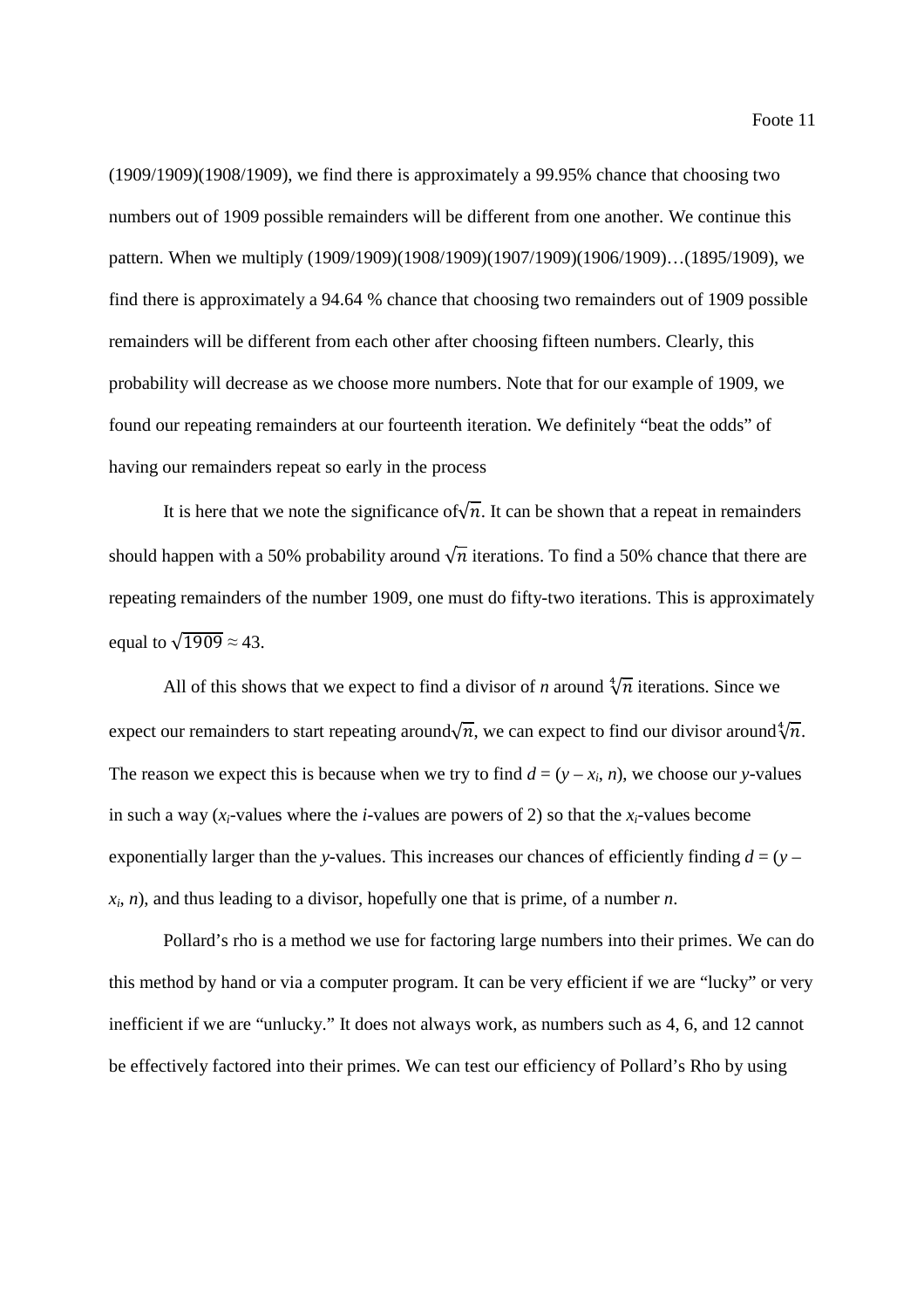(1909/1909)(1908/1909), we find there is approximately a 99.95% chance that choosing two numbers out of 1909 possible remainders will be different from one another. We continue this pattern. When we multiply (1909/1909)(1908/1909)(1907/1909)(1906/1909)…(1895/1909), we find there is approximately a 94.64 % chance that choosing two remainders out of 1909 possible remainders will be different from each other after choosing fifteen numbers. Clearly, this probability will decrease as we choose more numbers. Note that for our example of 1909, we found our repeating remainders at our fourteenth iteration. We definitely "beat the odds" of having our remainders repeat so early in the process

It is here that we note the significance of $\sqrt{n}$. It can be shown that a repeat in remainders should happen with a 50% probability around $\sqrt{n}$ iterations. To find a 50% chance that there are repeating remainders of the number 1909, one must do fifty-two iterations. This is approximately equal to $\sqrt{1909} \approx 43$.

All of this shows that we expect to find a divisor of $n$ around $\sqrt[4]{n}$ iterations. Since we expect our remainders to start repeating around $\sqrt{n}$, we can expect to find our divisor around $\sqrt[4]{n}$. The reason we expect this is because when we try to find $d = (y - x_i, n)$, we choose our $y$-values in such a way ($x_i$-values where the $i$-values are powers of 2) so that the $x_i$-values become exponentially larger than the $y$-values. This increases our chances of efficiently finding $d = (y - x_i, n)$, and thus leading to a divisor, hopefully one that is prime, of a number $n$.

Pollard's rho is a method we use for factoring large numbers into their primes. We can do this method by hand or via a computer program. It can be very efficient if we are "lucky" or very inefficient if we are "unlucky." It does not always work, as numbers such as 4, 6, and 12 cannot be effectively factored into their primes. We can test our efficiency of Pollard's Rho by using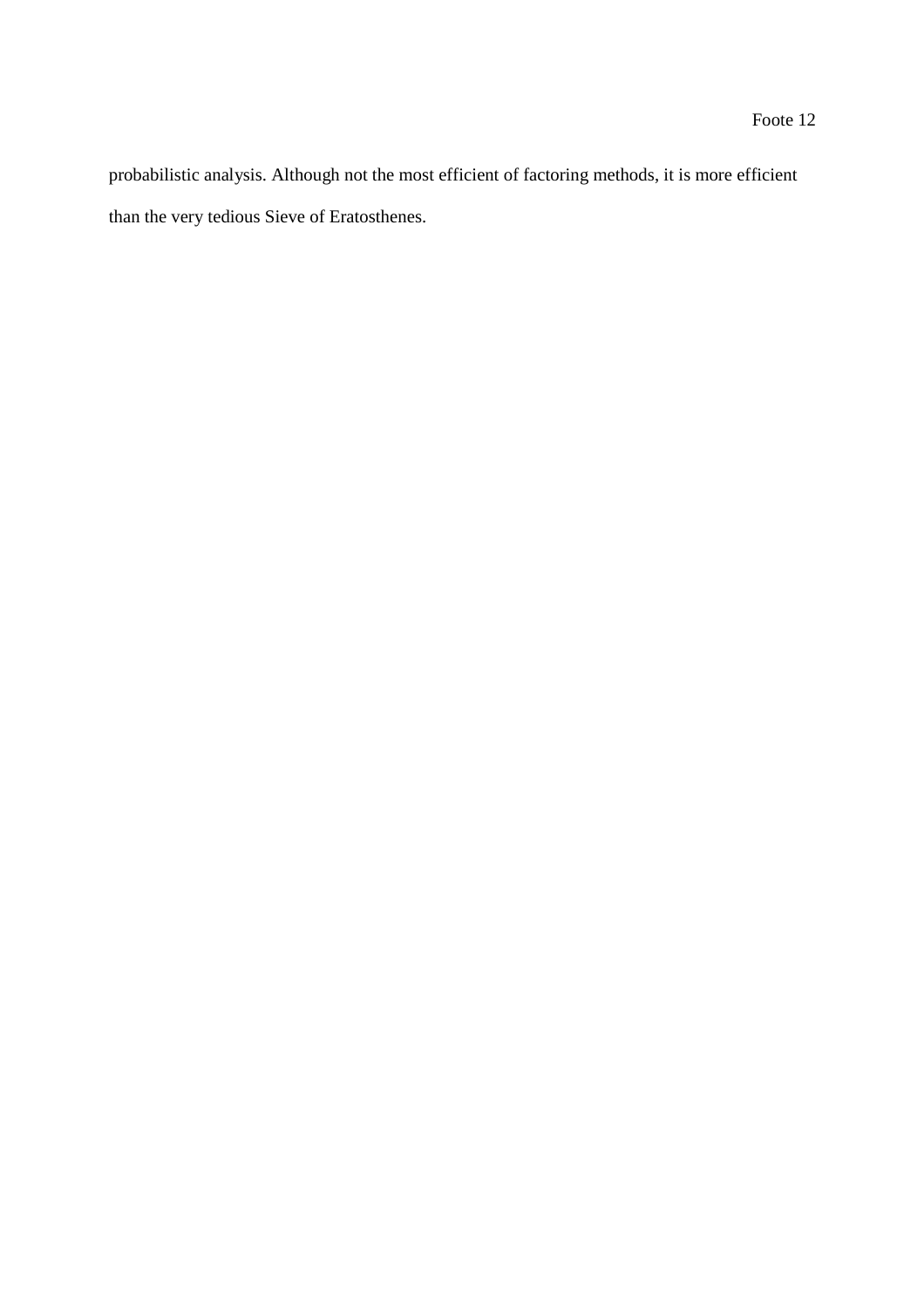probabilistic analysis. Although not the most efficient of factoring methods, it is more efficient than the very tedious Sieve of Eratosthenes.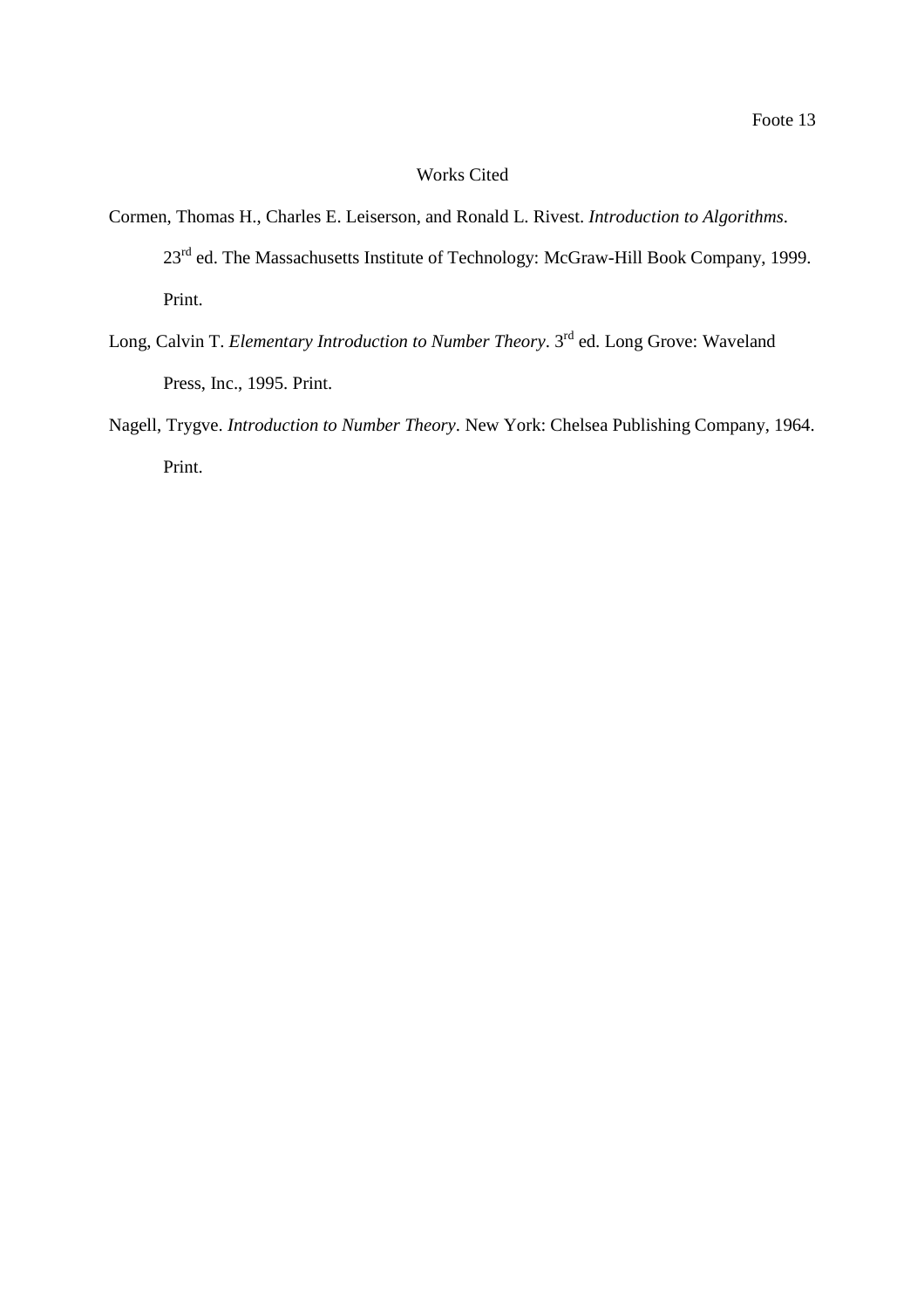# Works Cited

Cormen, Thomas H., Charles E. Leiserson, and Ronald L. Rivest. *Introduction to Algorithms*. 23rd ed. The Massachusetts Institute of Technology: McGraw-Hill Book Company, 1999. Print.

Long, Calvin T. *Elementary Introduction to Number Theory*. 3rd ed. Long Grove: Waveland Press, Inc., 1995. Print.

Nagell, Trygve. *Introduction to Number Theory*. New York: Chelsea Publishing Company, 1964. Print.